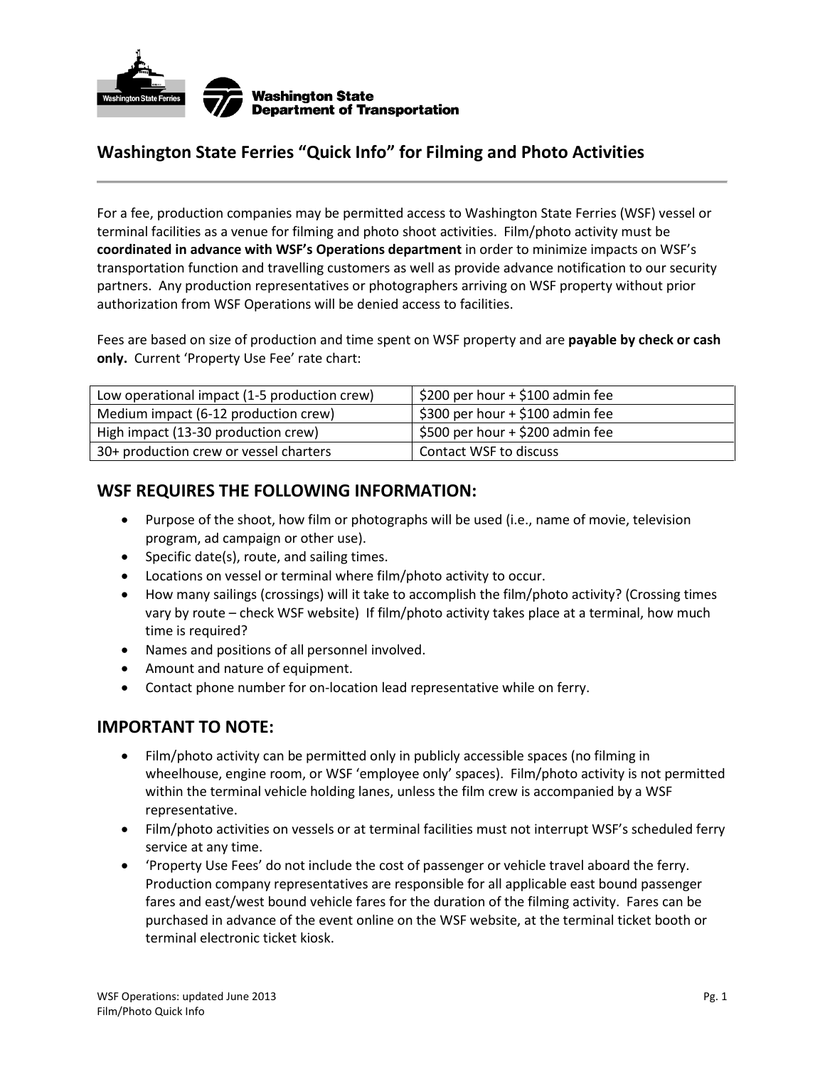Washington State Ferries

**Washington State Department of Transportation**

## Washington State Ferries “Quick Info” for Filming and Photo Activities

For a fee, production companies may be permitted access to Washington State Ferries (WSF) vessel or terminal facilities as a venue for filming and photo shoot activities. Film/photo activity must be **coordinated in advance with WSF’s Operations department** in order to minimize impacts on WSF’s transportation function and travelling customers as well as provide advance notification to our security partners. Any production representatives or photographers arriving on WSF property without prior authorization from WSF Operations will be denied access to facilities.

Fees are based on size of production and time spent on WSF property and are **payable by check or cash only.** Current ‘Property Use Fee’ rate chart:

| | |
|---|---|
| Low operational impact (1-5 production crew) | $200 per hour + $100 admin fee |
| Medium impact (6-12 production crew) | $300 per hour + $100 admin fee |
| High impact (13-30 production crew) | $500 per hour + $200 admin fee |
| 30+ production crew or vessel charters | Contact WSF to discuss |

## WSF REQUIRES THE FOLLOWING INFORMATION:

- Purpose of the shoot, how film or photographs will be used (i.e., name of movie, television program, ad campaign or other use).
- Specific date(s), route, and sailing times.
- Locations on vessel or terminal where film/photo activity to occur.
- How many sailings (crossings) will it take to accomplish the film/photo activity? (Crossing times vary by route – check WSF website) If film/photo activity takes place at a terminal, how much time is required?
- Names and positions of all personnel involved.
- Amount and nature of equipment.
- Contact phone number for on-location lead representative while on ferry.

## IMPORTANT TO NOTE:

- Film/photo activity can be permitted only in publicly accessible spaces (no filming in wheelhouse, engine room, or WSF ‘employee only’ spaces). Film/photo activity is not permitted within the terminal vehicle holding lanes, unless the film crew is accompanied by a WSF representative.
- Film/photo activities on vessels or at terminal facilities must not interrupt WSF’s scheduled ferry service at any time.
- ‘Property Use Fees’ do not include the cost of passenger or vehicle travel aboard the ferry. Production company representatives are responsible for all applicable east bound passenger fares and east/west bound vehicle fares for the duration of the filming activity. Fares can be purchased in advance of the event online on the WSF website, at the terminal ticket booth or terminal electronic ticket kiosk.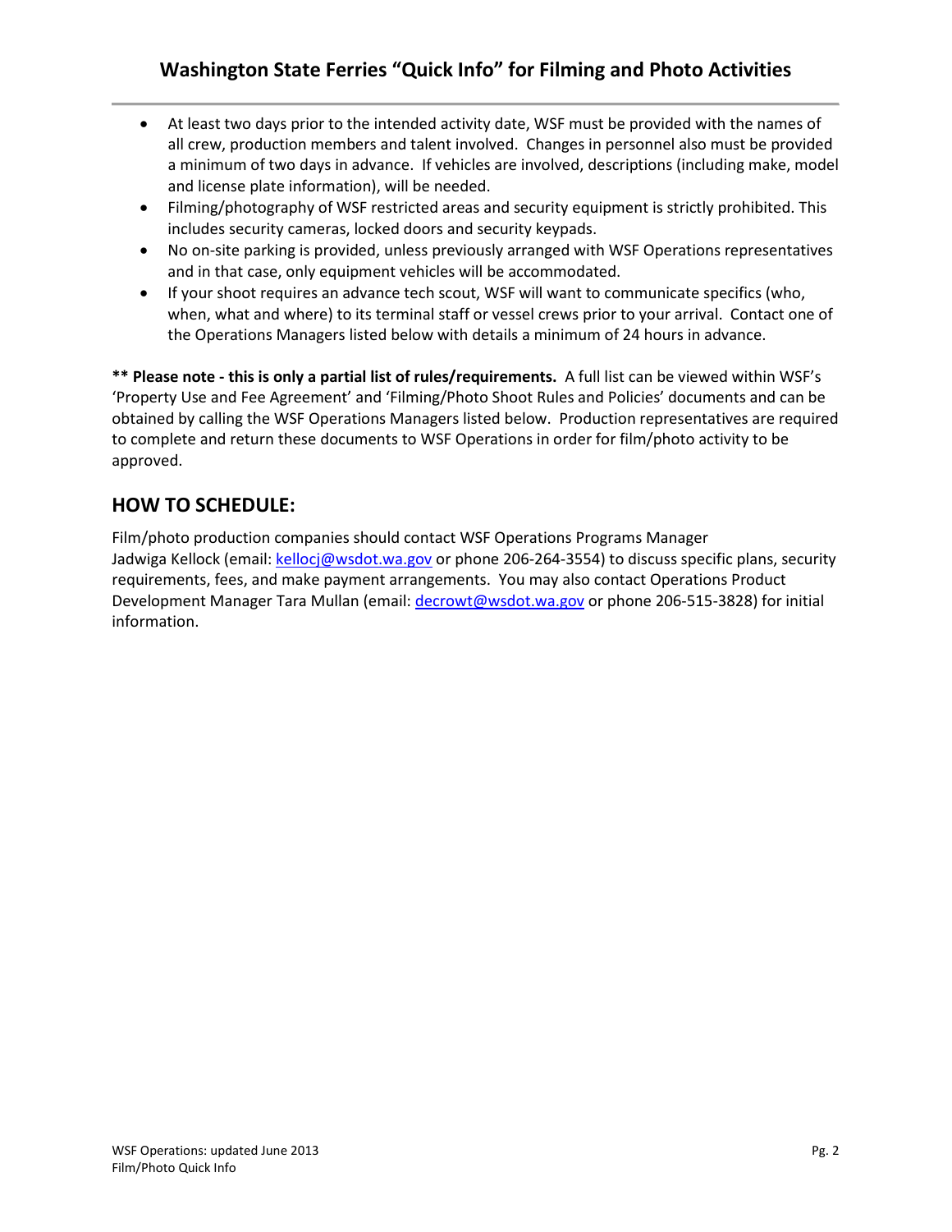- At least two days prior to the intended activity date, WSF must be provided with the names of all crew, production members and talent involved. Changes in personnel also must be provided a minimum of two days in advance. If vehicles are involved, descriptions (including make, model and license plate information), will be needed.
- Filming/photography of WSF restricted areas and security equipment is strictly prohibited. This includes security cameras, locked doors and security keypads.
- No on-site parking is provided, unless previously arranged with WSF Operations representatives and in that case, only equipment vehicles will be accommodated.
- If your shoot requires an advance tech scout, WSF will want to communicate specifics (who, when, what and where) to its terminal staff or vessel crews prior to your arrival. Contact one of the Operations Managers listed below with details a minimum of 24 hours in advance.

**\*\* Please note - this is only a partial list of rules/requirements.** A full list can be viewed within WSF's 'Property Use and Fee Agreement' and 'Filming/Photo Shoot Rules and Policies' documents and can be obtained by calling the WSF Operations Managers listed below. Production representatives are required to complete and return these documents to WSF Operations in order for film/photo activity to be approved.

## HOW TO SCHEDULE:

Film/photo production companies should contact WSF Operations Programs Manager Jadwiga Kellock (email: kellocj@wsdot.wa.gov or phone 206-264-3554) to discuss specific plans, security requirements, fees, and make payment arrangements. You may also contact Operations Product Development Manager Tara Mullan (email: decrowt@wsdot.wa.gov or phone 206-515-3828) for initial information.